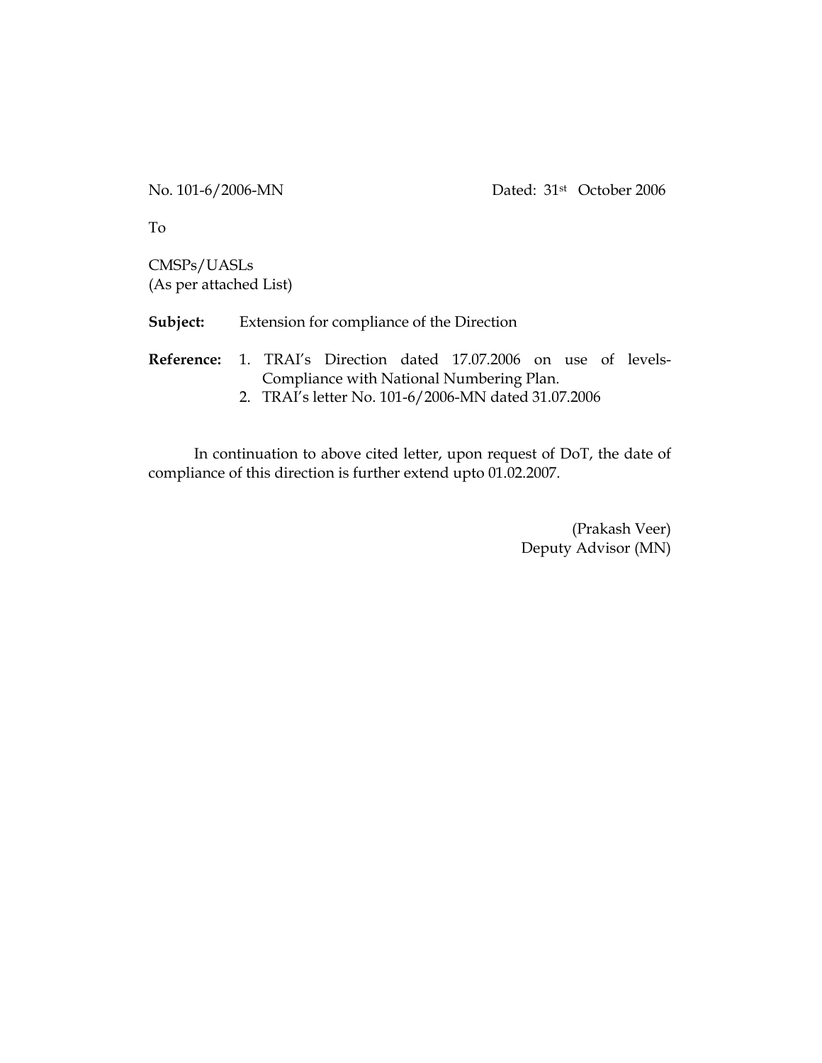No. 101-6/2006-MN Dated: 31st October 2006

To

CMSPs/UASLs
(As per attached List)

**Subject:** Extension for compliance of the Direction

**Reference:**
1. TRAI's Direction dated 17.07.2006 on use of levels-Compliance with National Numbering Plan.
2. TRAI's letter No. 101-6/2006-MN dated 31.07.2006

In continuation to above cited letter, upon request of DoT, the date of compliance of this direction is further extend upto 01.02.2007.

(Prakash Veer)
Deputy Advisor (MN)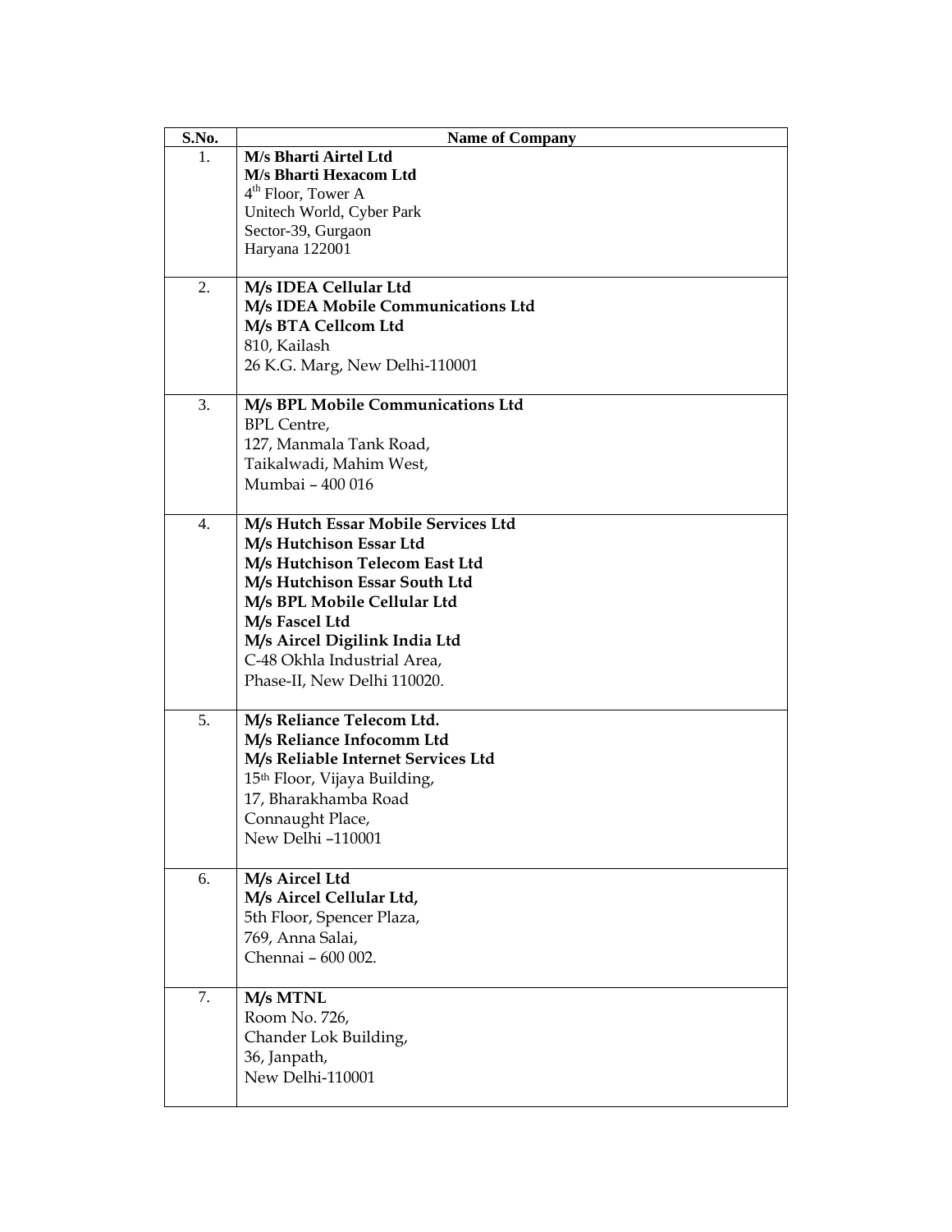| S.No. | Name of Company |
|---|---|
| 1. | **M/s Bharti Airtel Ltd**<br>**M/s Bharti Hexacom Ltd**<br>4th Floor, Tower A<br>Unitech World, Cyber Park<br>Sector-39, Gurgaon<br>Haryana 122001 |
| 2. | **M/s IDEA Cellular Ltd**<br>**M/s IDEA Mobile Communications Ltd**<br>**M/s BTA Cellcom Ltd**<br>810, Kailash<br>26 K.G. Marg, New Delhi-110001 |
| 3. | **M/s BPL Mobile Communications Ltd**<br>BPL Centre,<br>127, Manmala Tank Road,<br>Taikalwadi, Mahim West,<br>Mumbai – 400 016 |
| 4. | **M/s Hutch Essar Mobile Services Ltd**<br>**M/s Hutchison Essar Ltd**<br>**M/s Hutchison Telecom East Ltd**<br>**M/s Hutchison Essar South Ltd**<br>**M/s BPL Mobile Cellular Ltd**<br>**M/s Fascel Ltd**<br>**M/s Aircel Digilink India Ltd**<br>C-48 Okhla Industrial Area,<br>Phase-II, New Delhi 110020. |
| 5. | **M/s Reliance Telecom Ltd.**<br>**M/s Reliance Infocomm Ltd**<br>**M/s Reliable Internet Services Ltd**<br>15th Floor, Vijaya Building,<br>17, Bharakhamba Road<br>Connaught Place,<br>New Delhi –110001 |
| 6. | **M/s Aircel Ltd**<br>**M/s Aircel Cellular Ltd,**<br>5th Floor, Spencer Plaza,<br>769, Anna Salai,<br>Chennai – 600 002. |
| 7. | **M/s MTNL**<br>Room No. 726,<br>Chander Lok Building,<br>36, Janpath,<br>New Delhi-110001 |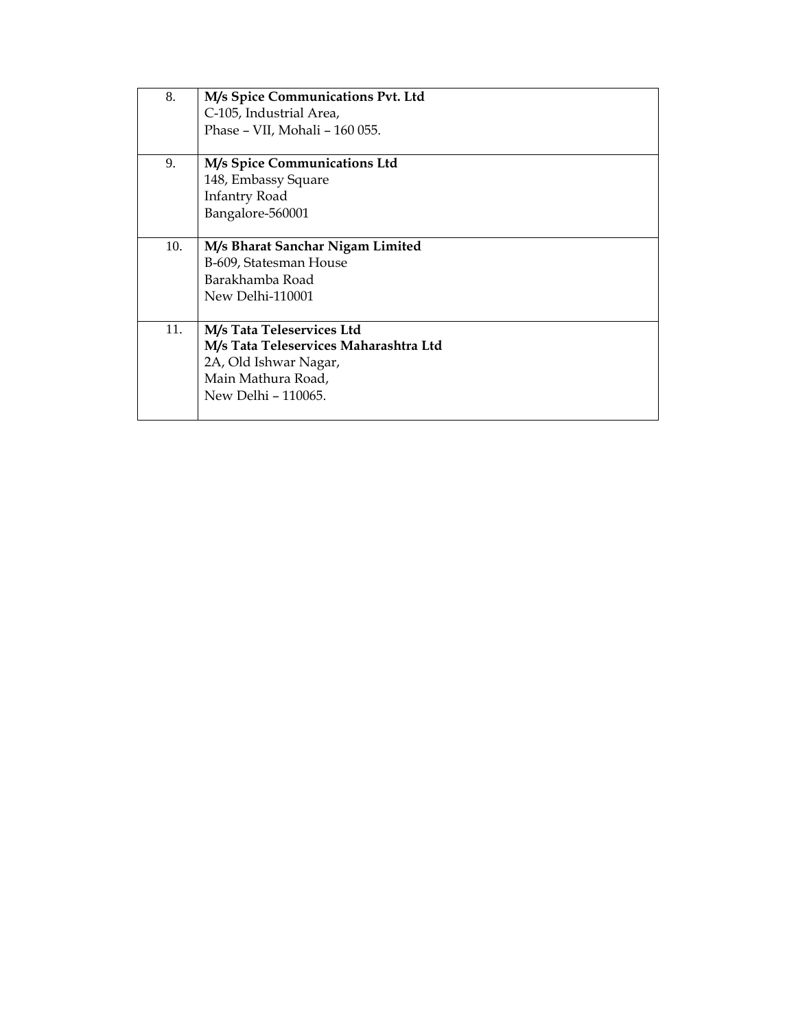| | |
|---|---|
| 8. | **M/s Spice Communications Pvt. Ltd**<br>C-105, Industrial Area,<br>Phase – VII, Mohali – 160 055. |
| 9. | **M/s Spice Communications Ltd**<br>148, Embassy Square<br>Infantry Road<br>Bangalore-560001 |
| 10. | **M/s Bharat Sanchar Nigam Limited**<br>B-609, Statesman House<br>Barakhamba Road<br>New Delhi-110001 |
| 11. | **M/s Tata Teleservices Ltd**<br>**M/s Tata Teleservices Maharashtra Ltd**<br>2A, Old Ishwar Nagar,<br>Main Mathura Road,<br>New Delhi – 110065. |